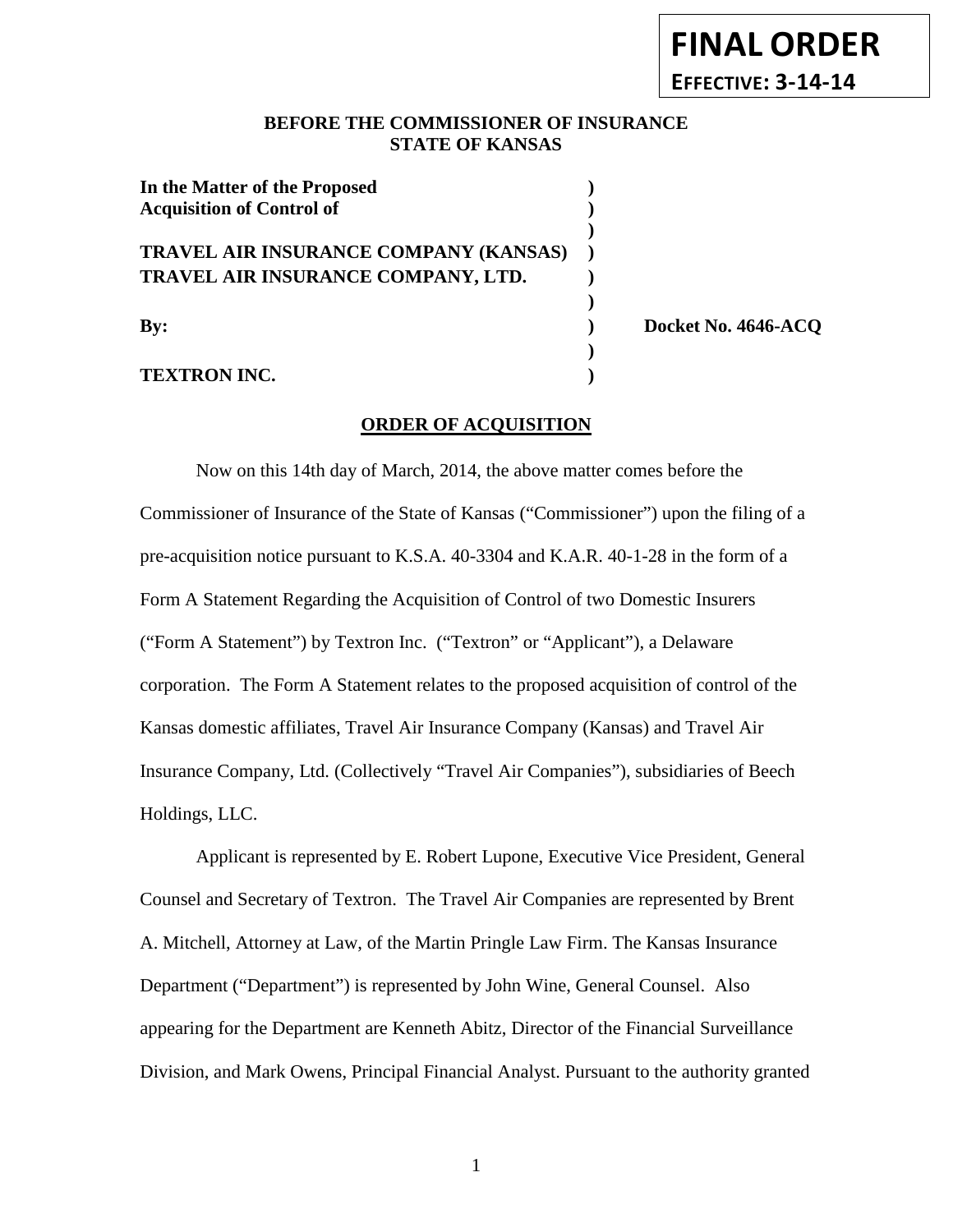**FINAL ORDER**

**EFFECTIVE: 3-14-14**

**BEFORE THE COMMISSIONER OF INSURANCE**
**STATE OF KANSAS**

| | | |
|---|---|---|
| **In the Matter of the Proposed** | **)** | |
| **Acquisition of Control of** | **)** | |
| | **)** | |
| **TRAVEL AIR INSURANCE COMPANY (KANSAS)** | **)** | |
| **TRAVEL AIR INSURANCE COMPANY, LTD.** | **)** | |
| | **)** | |
| **By:** | **)** | **Docket No. 4646-ACQ** |
| | **)** | |
| **TEXTRON INC.** | **)** | |

## ORDER OF ACQUISITION

Now on this 14th day of March, 2014, the above matter comes before the Commissioner of Insurance of the State of Kansas ("Commissioner") upon the filing of a pre-acquisition notice pursuant to K.S.A. 40-3304 and K.A.R. 40-1-28 in the form of a Form A Statement Regarding the Acquisition of Control of two Domestic Insurers ("Form A Statement") by Textron Inc. ("Textron" or "Applicant"), a Delaware corporation. The Form A Statement relates to the proposed acquisition of control of the Kansas domestic affiliates, Travel Air Insurance Company (Kansas) and Travel Air Insurance Company, Ltd. (Collectively "Travel Air Companies"), subsidiaries of Beech Holdings, LLC.

Applicant is represented by E. Robert Lupone, Executive Vice President, General Counsel and Secretary of Textron. The Travel Air Companies are represented by Brent A. Mitchell, Attorney at Law, of the Martin Pringle Law Firm. The Kansas Insurance Department ("Department") is represented by John Wine, General Counsel. Also appearing for the Department are Kenneth Abitz, Director of the Financial Surveillance Division, and Mark Owens, Principal Financial Analyst. Pursuant to the authority granted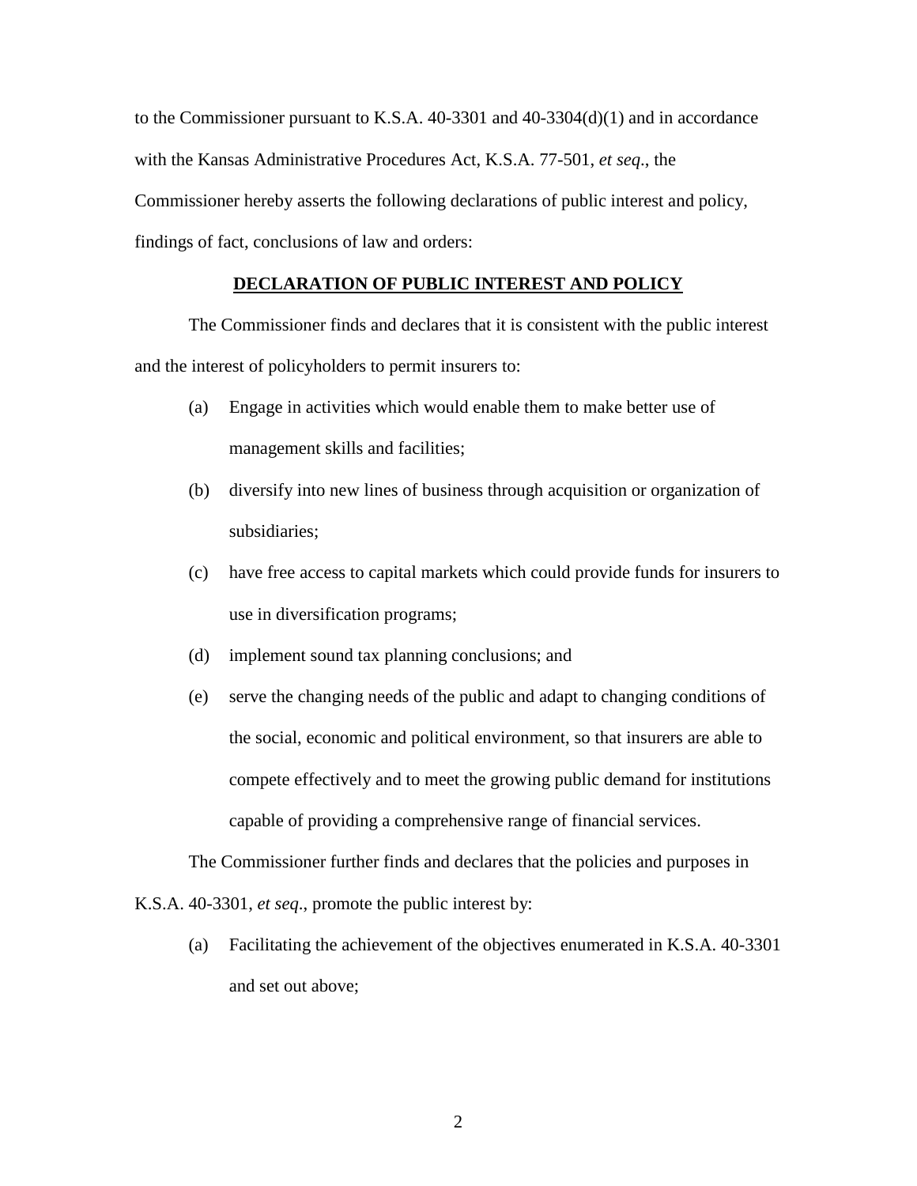to the Commissioner pursuant to K.S.A. 40-3301 and 40-3304(d)(1) and in accordance with the Kansas Administrative Procedures Act, K.S.A. 77-501, *et seq*., the Commissioner hereby asserts the following declarations of public interest and policy, findings of fact, conclusions of law and orders:

## DECLARATION OF PUBLIC INTEREST AND POLICY

The Commissioner finds and declares that it is consistent with the public interest and the interest of policyholders to permit insurers to:

(a) Engage in activities which would enable them to make better use of management skills and facilities;

(b) diversify into new lines of business through acquisition or organization of subsidiaries;

(c) have free access to capital markets which could provide funds for insurers to use in diversification programs;

(d) implement sound tax planning conclusions; and

(e) serve the changing needs of the public and adapt to changing conditions of the social, economic and political environment, so that insurers are able to compete effectively and to meet the growing public demand for institutions capable of providing a comprehensive range of financial services.

The Commissioner further finds and declares that the policies and purposes in K.S.A. 40-3301, *et seq*., promote the public interest by:

(a) Facilitating the achievement of the objectives enumerated in K.S.A. 40-3301 and set out above;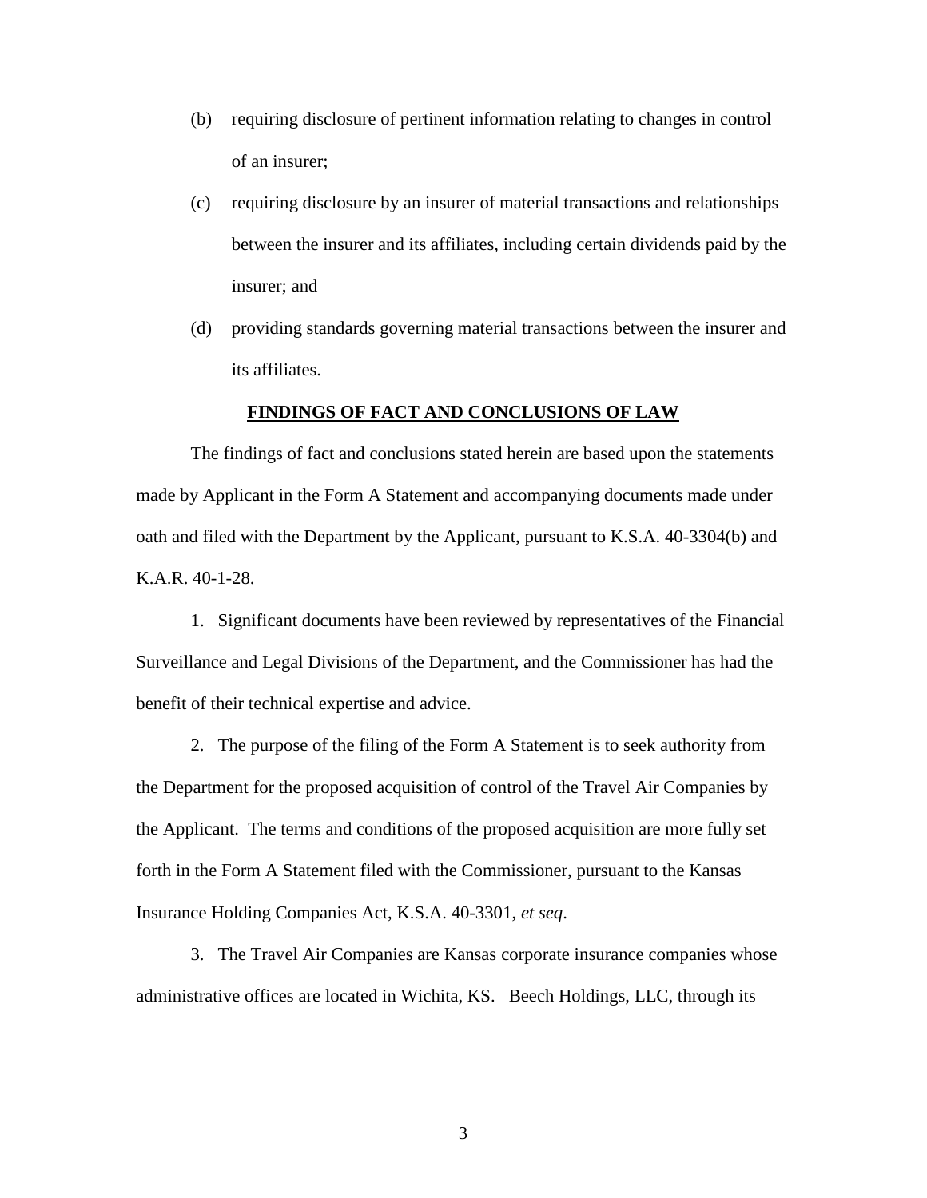(b) requiring disclosure of pertinent information relating to changes in control of an insurer;

(c) requiring disclosure by an insurer of material transactions and relationships between the insurer and its affiliates, including certain dividends paid by the insurer; and

(d) providing standards governing material transactions between the insurer and its affiliates.

**FINDINGS OF FACT AND CONCLUSIONS OF LAW**

The findings of fact and conclusions stated herein are based upon the statements made by Applicant in the Form A Statement and accompanying documents made under oath and filed with the Department by the Applicant, pursuant to K.S.A. 40-3304(b) and K.A.R. 40-1-28.

1. Significant documents have been reviewed by representatives of the Financial Surveillance and Legal Divisions of the Department, and the Commissioner has had the benefit of their technical expertise and advice.

2. The purpose of the filing of the Form A Statement is to seek authority from the Department for the proposed acquisition of control of the Travel Air Companies by the Applicant. The terms and conditions of the proposed acquisition are more fully set forth in the Form A Statement filed with the Commissioner, pursuant to the Kansas Insurance Holding Companies Act, K.S.A. 40-3301, *et seq*.

3. The Travel Air Companies are Kansas corporate insurance companies whose administrative offices are located in Wichita, KS. Beech Holdings, LLC, through its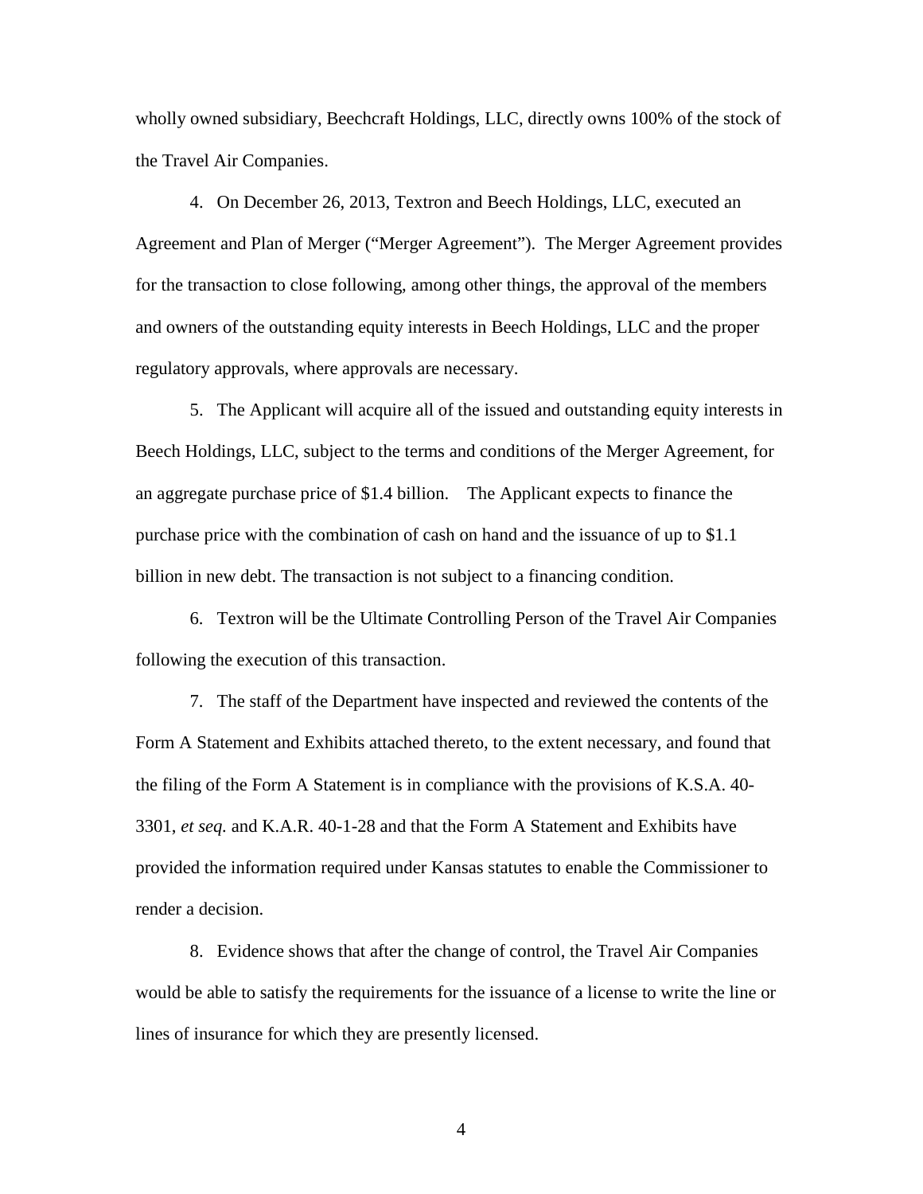wholly owned subsidiary, Beechcraft Holdings, LLC, directly owns 100% of the stock of the Travel Air Companies.

4. On December 26, 2013, Textron and Beech Holdings, LLC, executed an Agreement and Plan of Merger ("Merger Agreement"). The Merger Agreement provides for the transaction to close following, among other things, the approval of the members and owners of the outstanding equity interests in Beech Holdings, LLC and the proper regulatory approvals, where approvals are necessary.

5. The Applicant will acquire all of the issued and outstanding equity interests in Beech Holdings, LLC, subject to the terms and conditions of the Merger Agreement, for an aggregate purchase price of $1.4 billion. The Applicant expects to finance the purchase price with the combination of cash on hand and the issuance of up to $1.1 billion in new debt. The transaction is not subject to a financing condition.

6. Textron will be the Ultimate Controlling Person of the Travel Air Companies following the execution of this transaction.

7. The staff of the Department have inspected and reviewed the contents of the Form A Statement and Exhibits attached thereto, to the extent necessary, and found that the filing of the Form A Statement is in compliance with the provisions of K.S.A. 40-3301, *et seq.* and K.A.R. 40-1-28 and that the Form A Statement and Exhibits have provided the information required under Kansas statutes to enable the Commissioner to render a decision.

8. Evidence shows that after the change of control, the Travel Air Companies would be able to satisfy the requirements for the issuance of a license to write the line or lines of insurance for which they are presently licensed.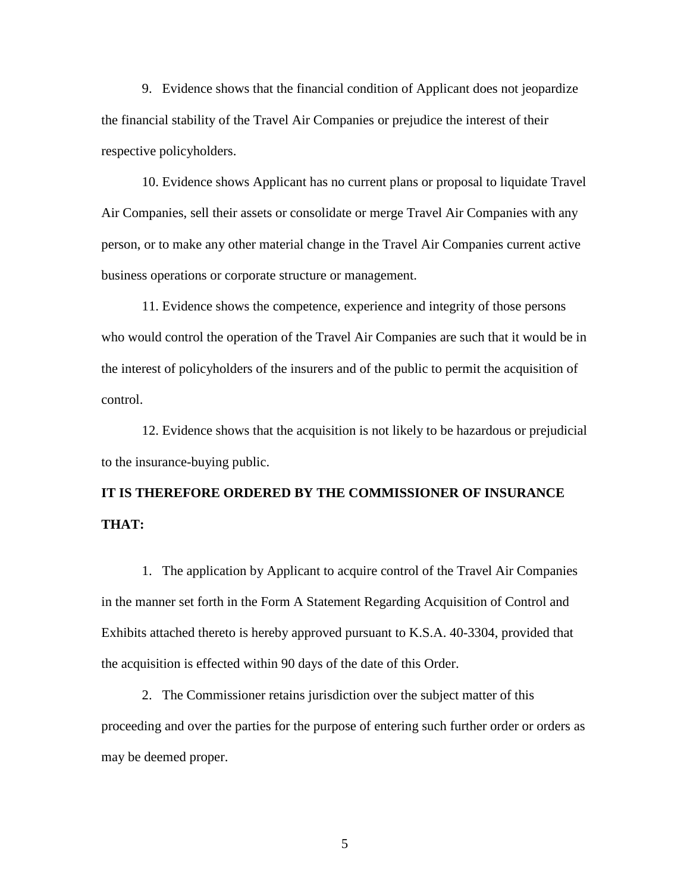9. Evidence shows that the financial condition of Applicant does not jeopardize the financial stability of the Travel Air Companies or prejudice the interest of their respective policyholders.

10. Evidence shows Applicant has no current plans or proposal to liquidate Travel Air Companies, sell their assets or consolidate or merge Travel Air Companies with any person, or to make any other material change in the Travel Air Companies current active business operations or corporate structure or management.

11. Evidence shows the competence, experience and integrity of those persons who would control the operation of the Travel Air Companies are such that it would be in the interest of policyholders of the insurers and of the public to permit the acquisition of control.

12. Evidence shows that the acquisition is not likely to be hazardous or prejudicial to the insurance-buying public.

**IT IS THEREFORE ORDERED BY THE COMMISSIONER OF INSURANCE THAT:**

1. The application by Applicant to acquire control of the Travel Air Companies in the manner set forth in the Form A Statement Regarding Acquisition of Control and Exhibits attached thereto is hereby approved pursuant to K.S.A. 40-3304, provided that the acquisition is effected within 90 days of the date of this Order.

2. The Commissioner retains jurisdiction over the subject matter of this proceeding and over the parties for the purpose of entering such further order or orders as may be deemed proper.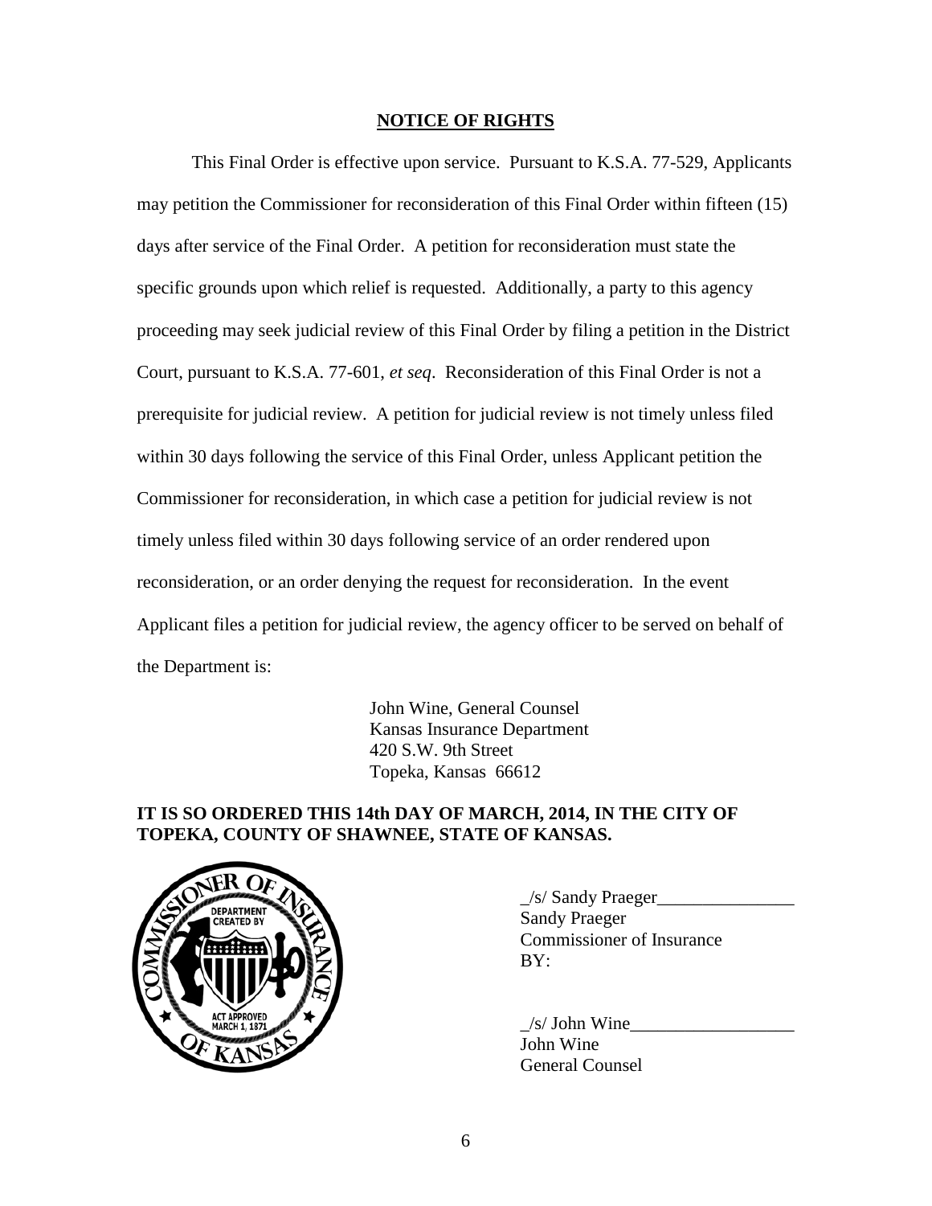## NOTICE OF RIGHTS

This Final Order is effective upon service. Pursuant to K.S.A. 77-529, Applicants may petition the Commissioner for reconsideration of this Final Order within fifteen (15) days after service of the Final Order. A petition for reconsideration must state the specific grounds upon which relief is requested. Additionally, a party to this agency proceeding may seek judicial review of this Final Order by filing a petition in the District Court, pursuant to K.S.A. 77-601, *et seq*. Reconsideration of this Final Order is not a prerequisite for judicial review. A petition for judicial review is not timely unless filed within 30 days following the service of this Final Order, unless Applicant petition the Commissioner for reconsideration, in which case a petition for judicial review is not timely unless filed within 30 days following service of an order rendered upon reconsideration, or an order denying the request for reconsideration. In the event Applicant files a petition for judicial review, the agency officer to be served on behalf of the Department is:

John Wine, General Counsel
Kansas Insurance Department
420 S.W. 9th Street
Topeka, Kansas 66612

**IT IS SO ORDERED THIS 14th DAY OF MARCH, 2014, IN THE CITY OF TOPEKA, COUNTY OF SHAWNEE, STATE OF KANSAS.**

_/s/ Sandy Praeger_______________
Sandy Praeger
Commissioner of Insurance
BY:

_/s/ John Wine__________________
John Wine
General Counsel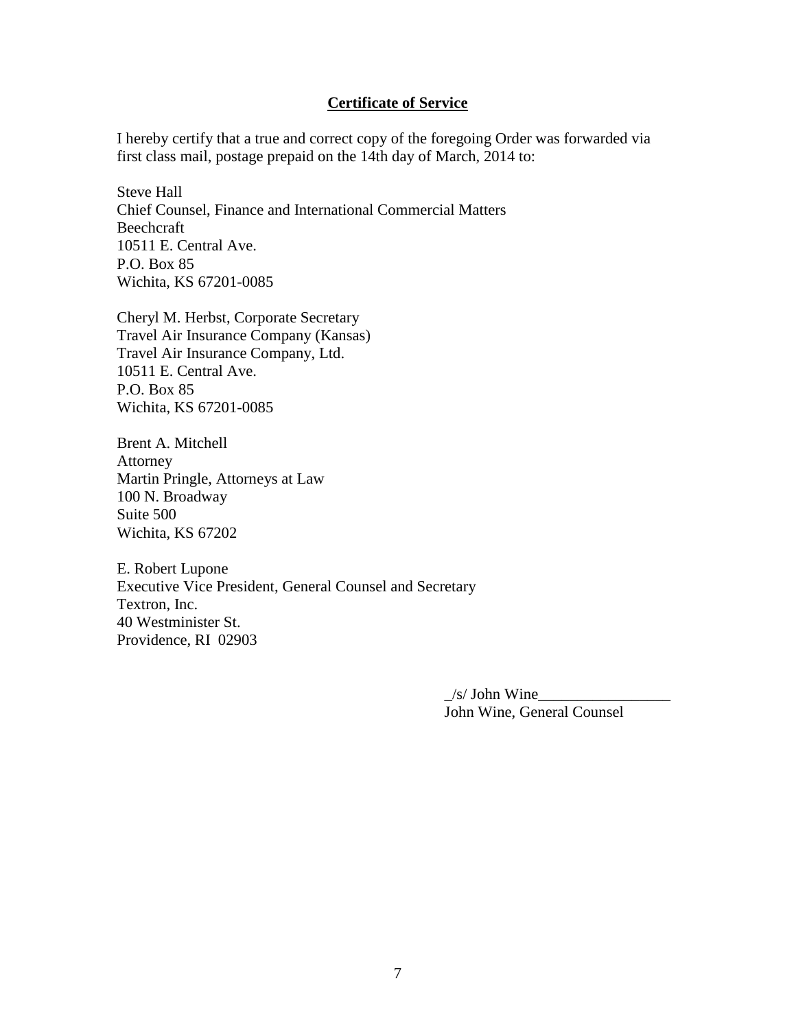**Certificate of Service**

I hereby certify that a true and correct copy of the foregoing Order was forwarded via first class mail, postage prepaid on the 14th day of March, 2014 to:

Steve Hall
Chief Counsel, Finance and International Commercial Matters
Beechcraft
10511 E. Central Ave.
P.O. Box 85
Wichita, KS 67201-0085

Cheryl M. Herbst, Corporate Secretary
Travel Air Insurance Company (Kansas)
Travel Air Insurance Company, Ltd.
10511 E. Central Ave.
P.O. Box 85
Wichita, KS 67201-0085

Brent A. Mitchell
Attorney
Martin Pringle, Attorneys at Law
100 N. Broadway
Suite 500
Wichita, KS 67202

E. Robert Lupone
Executive Vice President, General Counsel and Secretary
Textron, Inc.
40 Westminister St.
Providence, RI 02903

_/s/ John Wine_________________
John Wine, General Counsel